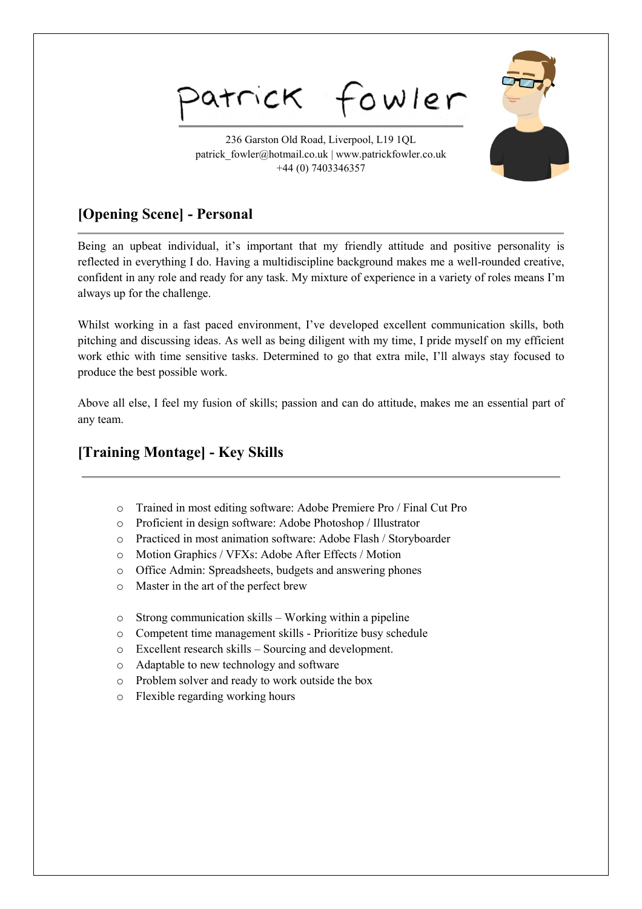# Patrick Fowler

236 Garston Old Road, Liverpool, L19 1QL
patrick_fowler@hotmail.co.uk | www.patrickfowler.co.uk
+44 (0) 7403346357

## [Opening Scene] - Personal

Being an upbeat individual, it's important that my friendly attitude and positive personality is reflected in everything I do. Having a multidiscipline background makes me a well-rounded creative, confident in any role and ready for any task. My mixture of experience in a variety of roles means I'm always up for the challenge.

Whilst working in a fast paced environment, I've developed excellent communication skills, both pitching and discussing ideas. As well as being diligent with my time, I pride myself on my efficient work ethic with time sensitive tasks. Determined to go that extra mile, I'll always stay focused to produce the best possible work.

Above all else, I feel my fusion of skills; passion and can do attitude, makes me an essential part of any team.

## [Training Montage] - Key Skills

- Trained in most editing software: Adobe Premiere Pro / Final Cut Pro
- Proficient in design software: Adobe Photoshop / Illustrator
- Practiced in most animation software: Adobe Flash / Storyboarder
- Motion Graphics / VFXs: Adobe After Effects / Motion
- Office Admin: Spreadsheets, budgets and answering phones
- Master in the art of the perfect brew

- Strong communication skills – Working within a pipeline
- Competent time management skills - Prioritize busy schedule
- Excellent research skills – Sourcing and development.
- Adaptable to new technology and software
- Problem solver and ready to work outside the box
- Flexible regarding working hours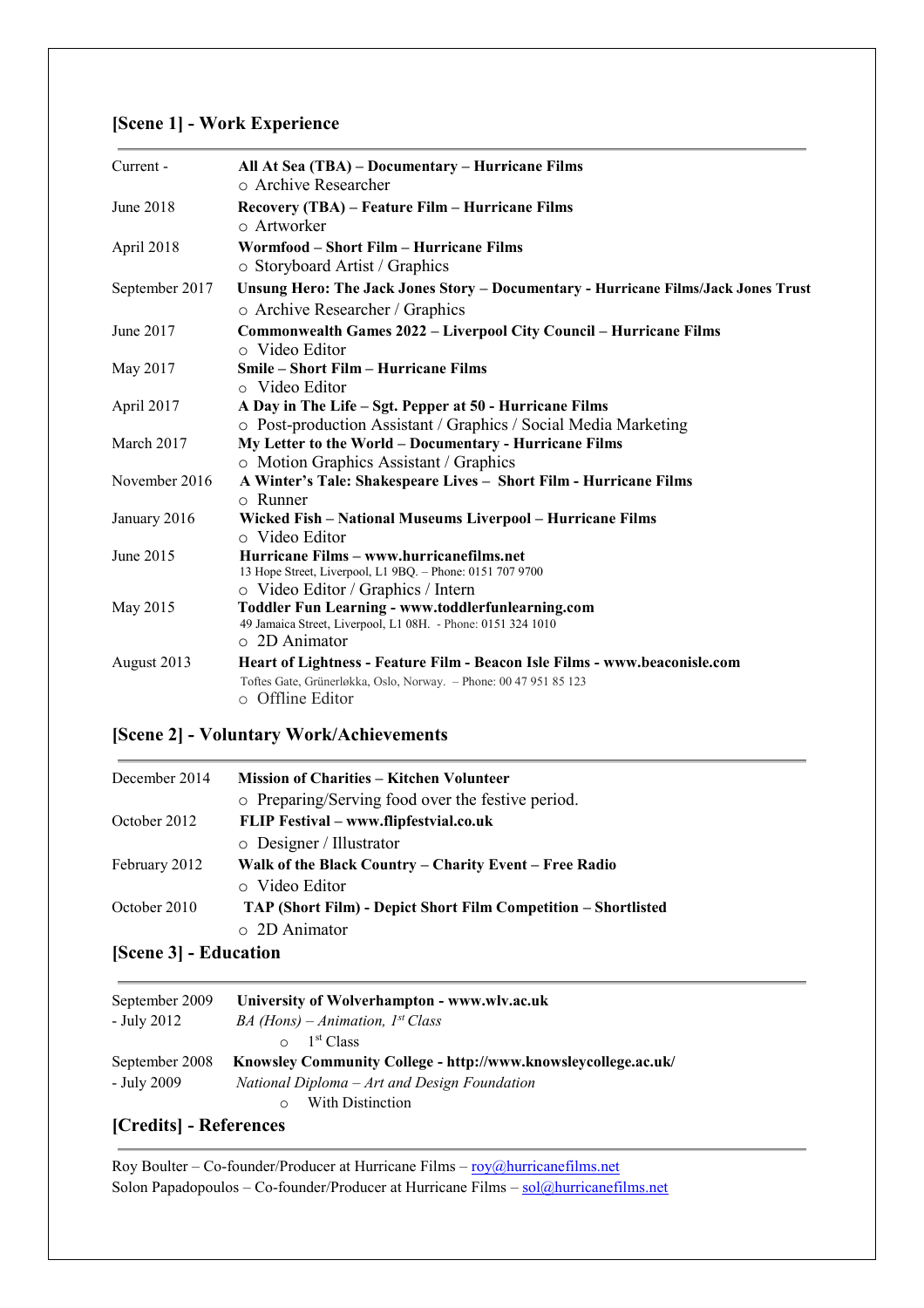## [Scene 1] - Work Experience

| | |
|---|---|
| Current - | **All At Sea (TBA) – Documentary – Hurricane Films**<br>○ Archive Researcher |
| June 2018 | **Recovery (TBA) – Feature Film – Hurricane Films**<br>○ Artworker |
| April 2018 | **Wormfood – Short Film – Hurricane Films**<br>○ Storyboard Artist / Graphics |
| September 2017 | **Unsung Hero: The Jack Jones Story – Documentary - Hurricane Films/Jack Jones Trust**<br>○ Archive Researcher / Graphics |
| June 2017 | **Commonwealth Games 2022 – Liverpool City Council – Hurricane Films**<br>○ Video Editor |
| May 2017 | **Smile – Short Film – Hurricane Films**<br>○ Video Editor |
| April 2017 | **A Day in The Life – Sgt. Pepper at 50 - Hurricane Films**<br>○ Post-production Assistant / Graphics / Social Media Marketing |
| March 2017 | **My Letter to the World – Documentary - Hurricane Films**<br>○ Motion Graphics Assistant / Graphics |
| November 2016 | **A Winter's Tale: Shakespeare Lives – Short Film - Hurricane Films**<br>○ Runner |
| January 2016 | **Wicked Fish – National Museums Liverpool – Hurricane Films**<br>○ Video Editor |
| June 2015 | **Hurricane Films – www.hurricanefilms.net**<br>13 Hope Street, Liverpool, L1 9BQ. – Phone: 0151 707 9700<br>○ Video Editor / Graphics / Intern |
| May 2015 | **Toddler Fun Learning - www.toddlerfunlearning.com**<br>49 Jamaica Street, Liverpool, L1 08H. - Phone: 0151 324 1010<br>○ 2D Animator |
| August 2013 | **Heart of Lightness - Feature Film - Beacon Isle Films - www.beaconisle.com**<br>Toftes Gate, Grünerløkka, Oslo, Norway. – Phone: 00 47 951 85 123<br>○ Offline Editor |

## [Scene 2] - Voluntary Work/Achievements

| | |
|---|---|
| December 2014 | **Mission of Charities – Kitchen Volunteer**<br>○ Preparing/Serving food over the festive period. |
| October 2012 | **FLIP Festival – www.flipfestvial.co.uk**<br>○ Designer / Illustrator |
| February 2012 | **Walk of the Black Country – Charity Event – Free Radio**<br>○ Video Editor |
| October 2010 | **TAP (Short Film) - Depict Short Film Competition – Shortlisted**<br>○ 2D Animator |

## [Scene 3] - Education

| | |
|---|---|
| September 2009 - July 2012 | **University of Wolverhampton - www.wlv.ac.uk**<br>*BA (Hons) – Animation, 1st Class*<br>○ 1st Class |
| September 2008 - July 2009 | **Knowsley Community College - http://www.knowsleycollege.ac.uk/**<br>*National Diploma – Art and Design Foundation*<br>○ With Distinction |

## [Credits] - References

Roy Boulter – Co-founder/Producer at Hurricane Films – roy@hurricanefilms.net
Solon Papadopoulos – Co-founder/Producer at Hurricane Films – sol@hurricanefilms.net